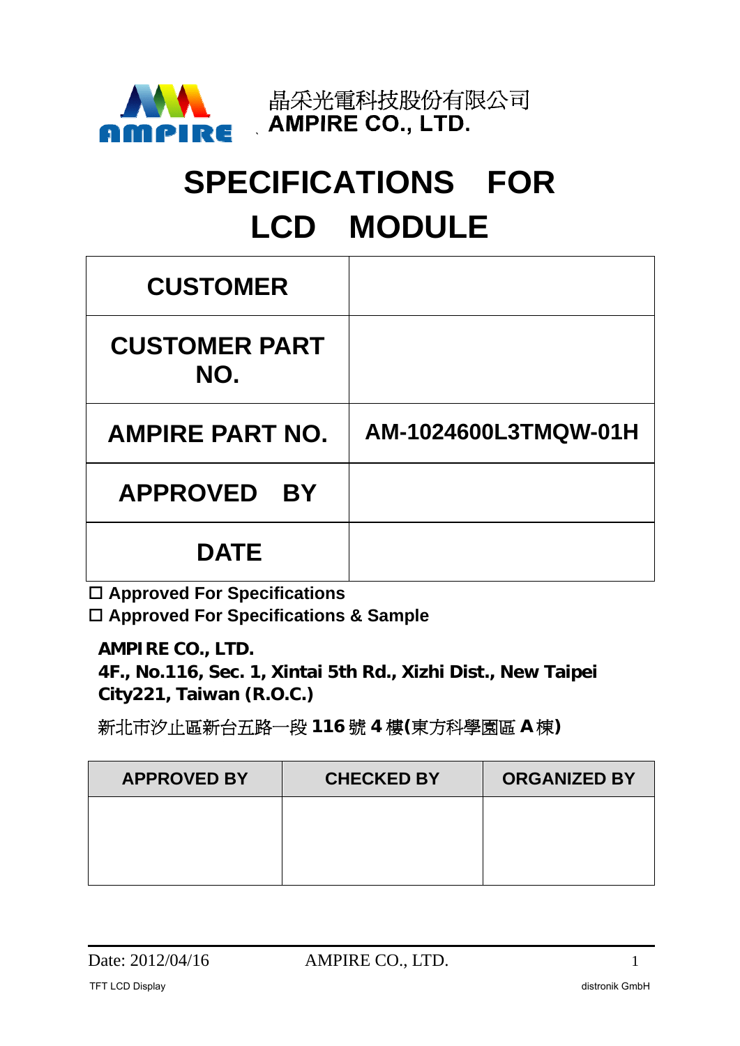晶采光電科技股份有限公司
**AMPIRE CO., LTD.**

# SPECIFICATIONS FOR LCD MODULE

| | |
|---|---|
| **CUSTOMER** | |
| **CUSTOMER PART NO.** | |
| **AMPIRE PART NO.** | **AM-1024600L3TMQW-01H** |
| **APPROVED BY** | |
| **DATE** | |

☐ **Approved For Specifications**
☐ **Approved For Specifications & Sample**

**AMPIRE CO., LTD.**
**4F., No.116, Sec. 1, Xintai 5th Rd., Xizhi Dist., New Taipei City221, Taiwan (R.O.C.)**

新北市汐止區新台五路一段 **116** 號 **4** 樓**(**東方科學園區 **A** 棟**)**

| APPROVED BY | CHECKED BY | ORGANIZED BY |
|---|---|---|
| | | |

Date: 2012/04/16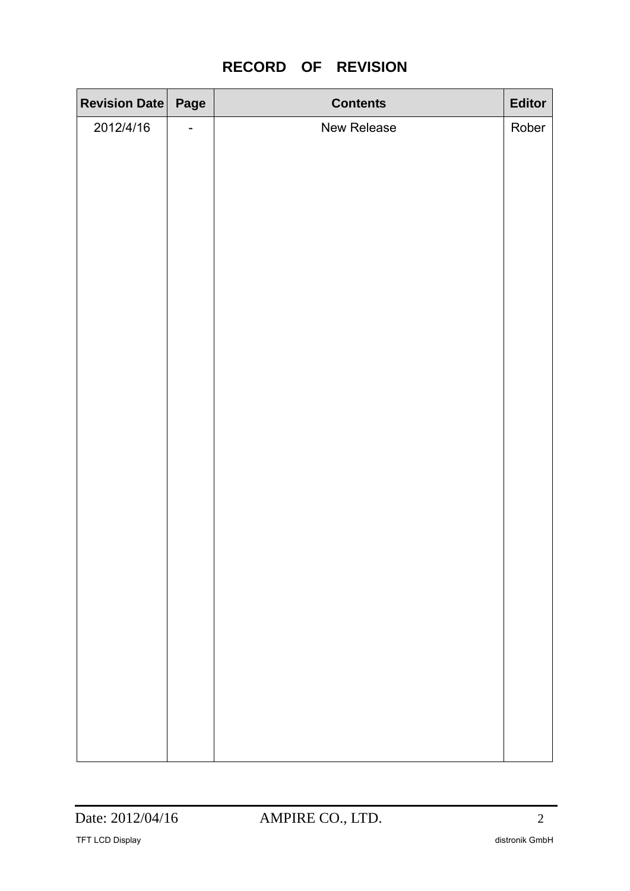# RECORD OF REVISION

| Revision Date | Page | Contents | Editor |
|---|---|---|---|
| 2012/4/16 | - | New Release | Rober |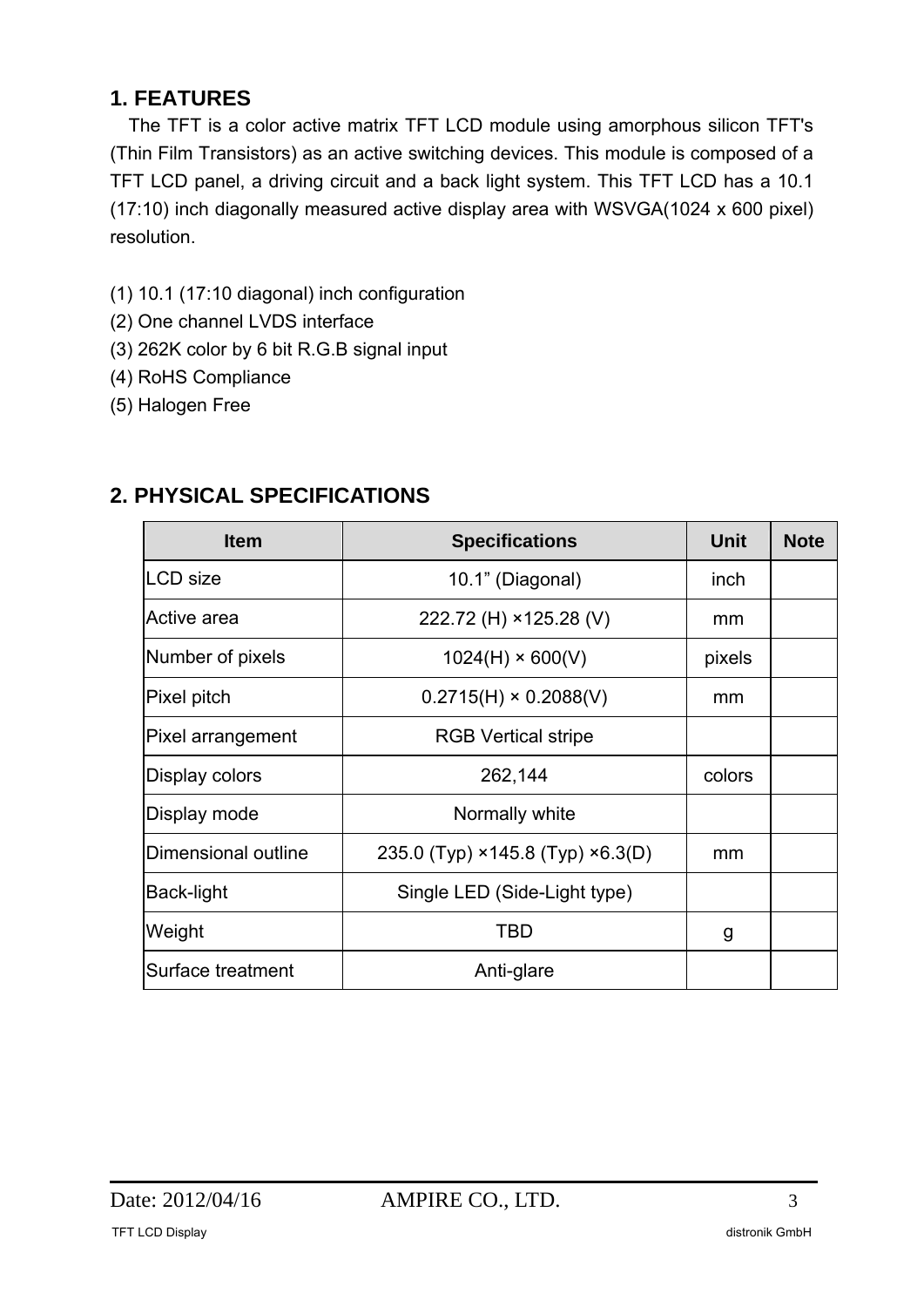## 1. FEATURES

The TFT is a color active matrix TFT LCD module using amorphous silicon TFT's (Thin Film Transistors) as an active switching devices. This module is composed of a TFT LCD panel, a driving circuit and a back light system. This TFT LCD has a 10.1 (17:10) inch diagonally measured active display area with WSVGA(1024 x 600 pixel) resolution.

(1) 10.1 (17:10 diagonal) inch configuration
(2) One channel LVDS interface
(3) 262K color by 6 bit R.G.B signal input
(4) RoHS Compliance
(5) Halogen Free

## 2. PHYSICAL SPECIFICATIONS

| Item | Specifications | Unit | Note |
|---|---|---|---|
| LCD size | 10.1” (Diagonal) | inch | |
| Active area | 222.72 (H) ×125.28 (V) | mm | |
| Number of pixels | 1024(H) × 600(V) | pixels | |
| Pixel pitch | 0.2715(H) × 0.2088(V) | mm | |
| Pixel arrangement | RGB Vertical stripe | | |
| Display colors | 262,144 | colors | |
| Display mode | Normally white | | |
| Dimensional outline | 235.0 (Typ) ×145.8 (Typ) ×6.3(D) | mm | |
| Back-light | Single LED (Side-Light type) | | |
| Weight | TBD | g | |
| Surface treatment | Anti-glare | | |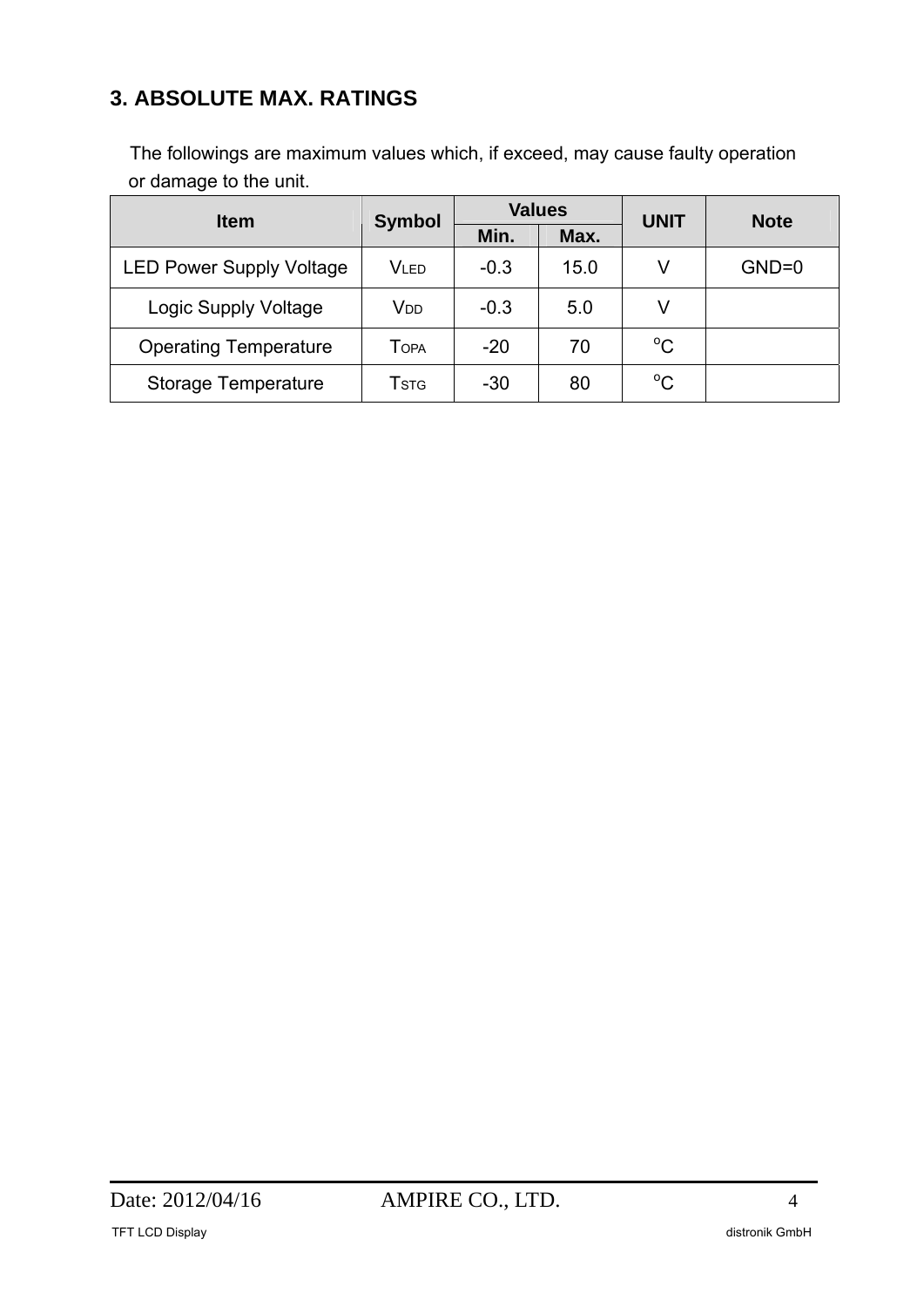## 3. ABSOLUTE MAX. RATINGS

The followings are maximum values which, if exceed, may cause faulty operation or damage to the unit.

| Item | Symbol | Values | | UNIT | Note |
|---|---|---|---|---|---|
| | | Min. | Max. | | |
| LED Power Supply Voltage | $V_{LED}$ | -0.3 | 15.0 | V | GND=0 |
| Logic Supply Voltage | $V_{DD}$ | -0.3 | 5.0 | V | |
| Operating Temperature | $T_{OPA}$ | -20 | 70 | $^{o}C$ | |
| Storage Temperature | $T_{STG}$ | -30 | 80 | $^{o}C$ | |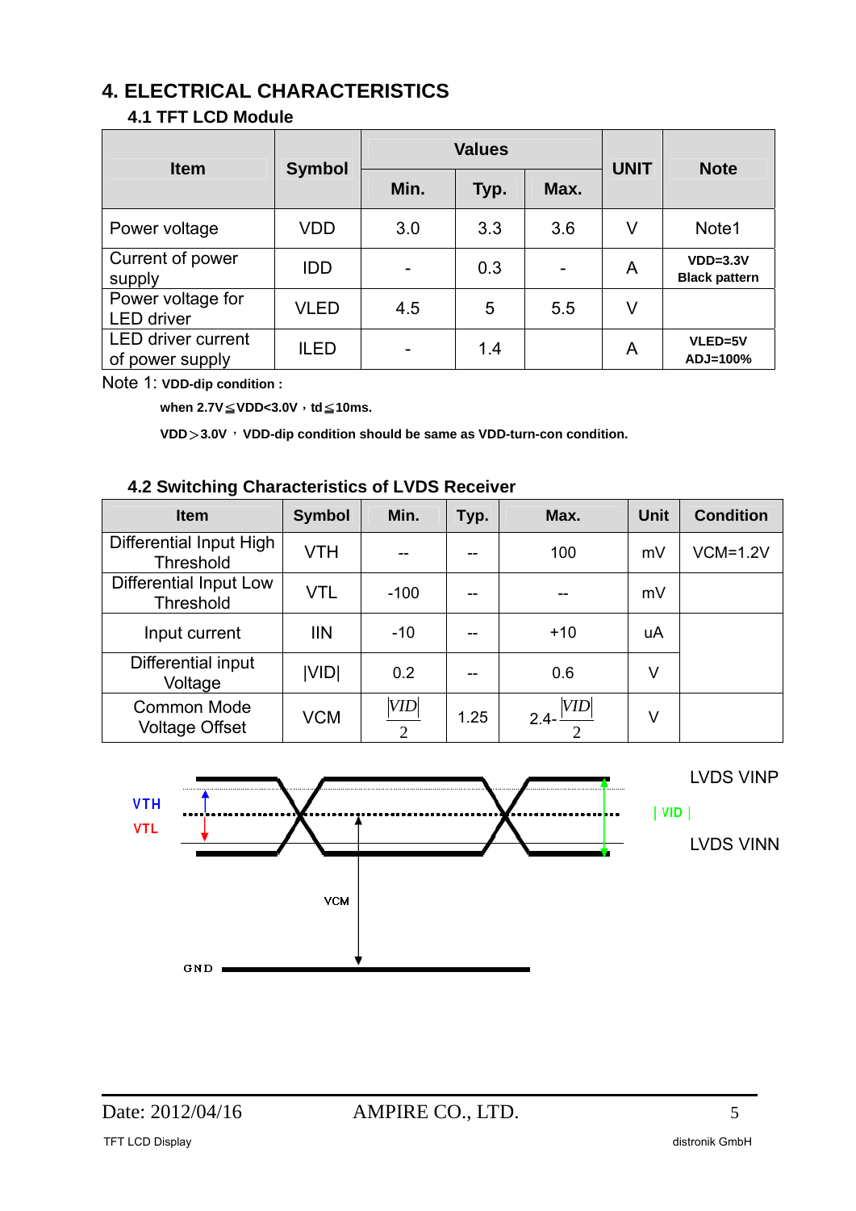# 4. ELECTRICAL CHARACTERISTICS

## 4.1 TFT LCD Module

| Item | Symbol | Values | | | UNIT | Note |
|---|---|---|---|---|---|---|
| | | Min. | Typ. | Max. | | |
| Power voltage | VDD | 3.0 | 3.3 | 3.6 | V | Note1 |
| Current of power supply | IDD | - | 0.3 | - | A | **VDD=3.3V Black pattern** |
| Power voltage for LED driver | VLED | 4.5 | 5 | 5.5 | V | |
| LED driver current of power supply | ILED | - | 1.4 | | A | **VLED=5V ADJ=100%** |

Note 1: **VDD-dip condition :**

**when 2.7V≦VDD<3.0V，td≦10ms.**

**VDD＞3.0V ，VDD-dip condition should be same as VDD-turn-con condition.**

## 4.2 Switching Characteristics of LVDS Receiver

| Item | Symbol | Min. | Typ. | Max. | Unit | Condition |
|---|---|---|---|---|---|---|
| Differential Input High Threshold | VTH | -- | -- | 100 | mV | VCM=1.2V |
| Differential Input Low Threshold | VTL | -100 | -- | -- | mV | |
| Input current | IIN | -10 | -- | +10 | uA | |
| Differential input Voltage | \|VID\| | 0.2 | -- | 0.6 | V | |
| Common Mode Voltage Offset | VCM | $\frac{\|VID\|}{2}$ | 1.25 | $2.4-\frac{\|VID\|}{2}$ | V | |

VTH VTL LVDS VINP |VID| LVDS VINN VCM GND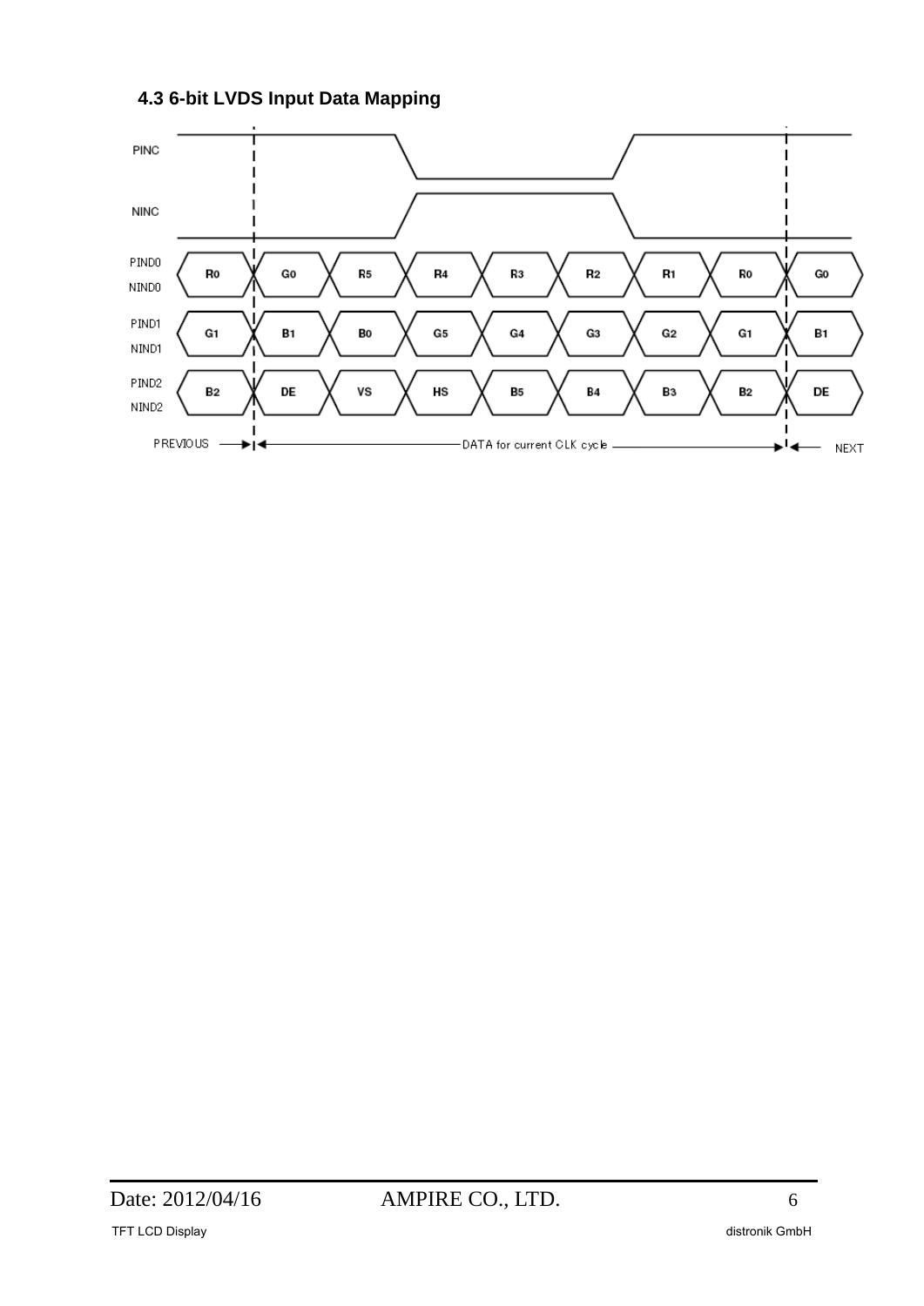### 4.3 6-bit LVDS Input Data Mapping

| | PREVIOUS | DATA for current CLK cycle | | | | | | | NEXT |
|---|---|---|---|---|---|---|---|---|---|
| PIND0 / NIND0 | R0 | G0 | R5 | R4 | R3 | R2 | R1 | R0 | G0 |
| PIND1 / NIND1 | G1 | B1 | B0 | G5 | G4 | G3 | G2 | G1 | B1 |
| PIND2 / NIND2 | B2 | DE | VS | HS | B5 | B4 | B3 | B2 | DE |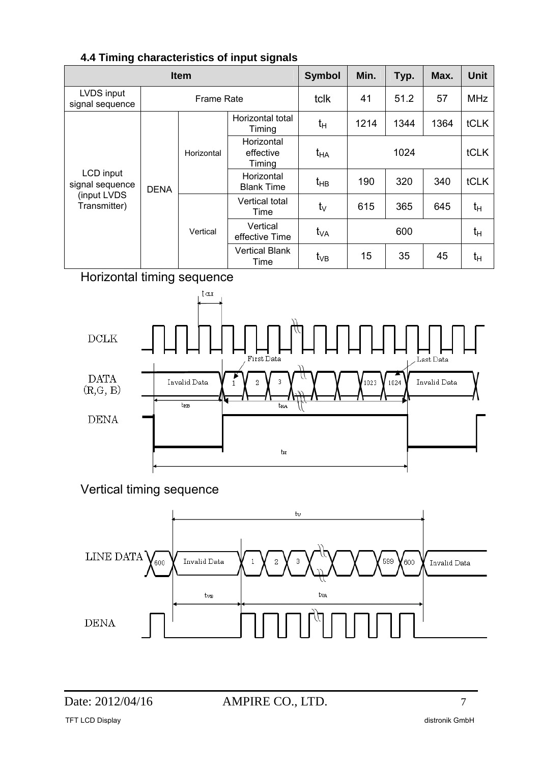## 4.4 Timing characteristics of input signals

| Item | | | | Symbol | Min. | Typ. | Max. | Unit |
|---|---|---|---|---|---|---|---|---|
| LVDS input signal sequence | Frame Rate | | | tclk | 41 | 51.2 | 57 | MHz |
| LCD input signal sequence (input LVDS Transmitter) | DENA | Horizontal | Horizontal total Timing | $t_H$ | 1214 | 1344 | 1364 | tCLK |
| | | | Horizontal effective Timing | $t_{HA}$ | | 1024 | | tCLK |
| | | | Horizontal Blank Time | $t_{HB}$ | 190 | 320 | 340 | tCLK |
| | | Vertical | Vertical total Time | $t_V$ | 615 | 365 | 645 | $t_H$ |
| | | | Vertical effective Time | $t_{VA}$ | | 600 | | $t_H$ |
| | | | Vertical Blank Time | $t_{VB}$ | 15 | 35 | 45 | $t_H$ |

### Horizontal timing sequence

### Vertical timing sequence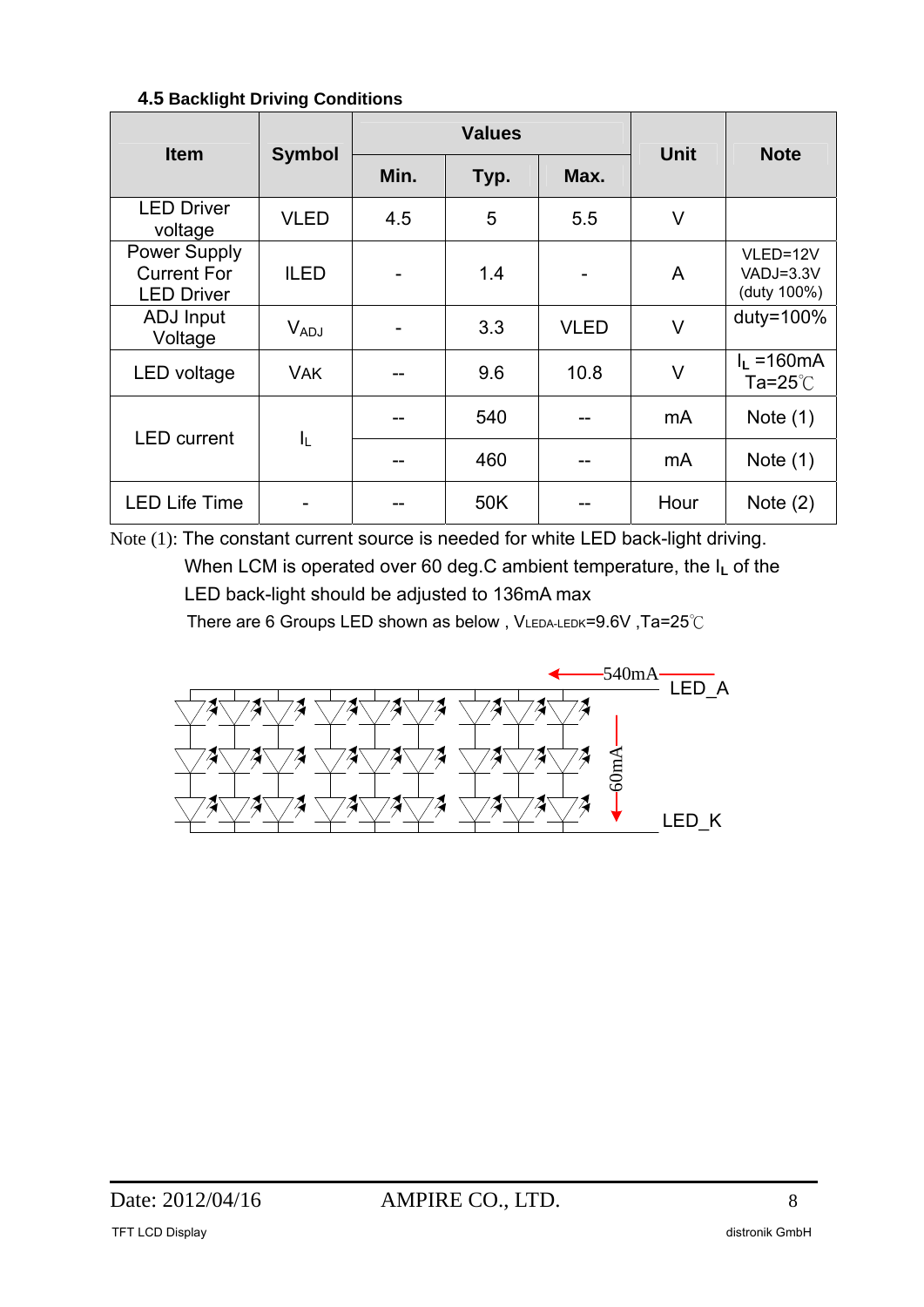### 4.5 Backlight Driving Conditions

| Item | Symbol | Values | | | Unit | Note |
|---|---|---|---|---|---|---|
| | | Min. | Typ. | Max. | | |
| LED Driver voltage | VLED | 4.5 | 5 | 5.5 | V | |
| Power Supply Current For LED Driver | ILED | - | 1.4 | - | A | VLED=12V VADJ=3.3V (duty 100%) |
| ADJ Input Voltage | $V_{ADJ}$ | - | 3.3 | VLED | V | duty=100% |
| LED voltage | VAK | -- | 9.6 | 10.8 | V | $I_L$ =160mA Ta=25℃ |
| LED current | $I_L$ | -- | 540 | -- | mA | Note (1) |
| | | -- | 460 | -- | mA | Note (1) |
| LED Life Time | - | -- | 50K | -- | Hour | Note (2) |

Note (1): The constant current source is needed for white LED back-light driving.
When LCM is operated over 60 deg.C ambient temperature, the $I_L$ of the LED back-light should be adjusted to 136mA max
There are 6 Groups LED shown as below , $V_{LEDA-LEDK}$=9.6V ,Ta=25℃

540mA LED_A

60mA

LED_K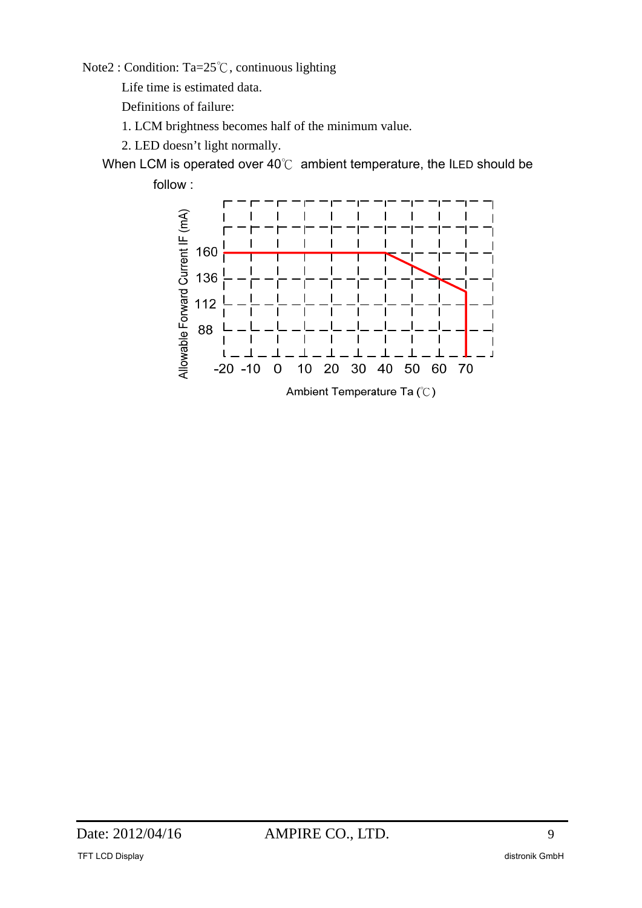Note2 : Condition: Ta=25℃, continuous lighting

Life time is estimated data.

Definitions of failure:

1. LCM brightness becomes half of the minimum value.
2. LED doesn't light normally.

When LCM is operated over 40℃ ambient temperature, the $I_{LED}$ should be follow :

Allowable Forward Current IF (mA)

160
136
112
88

-20 -10 0 10 20 30 40 50 60 70

Ambient Temperature Ta (℃)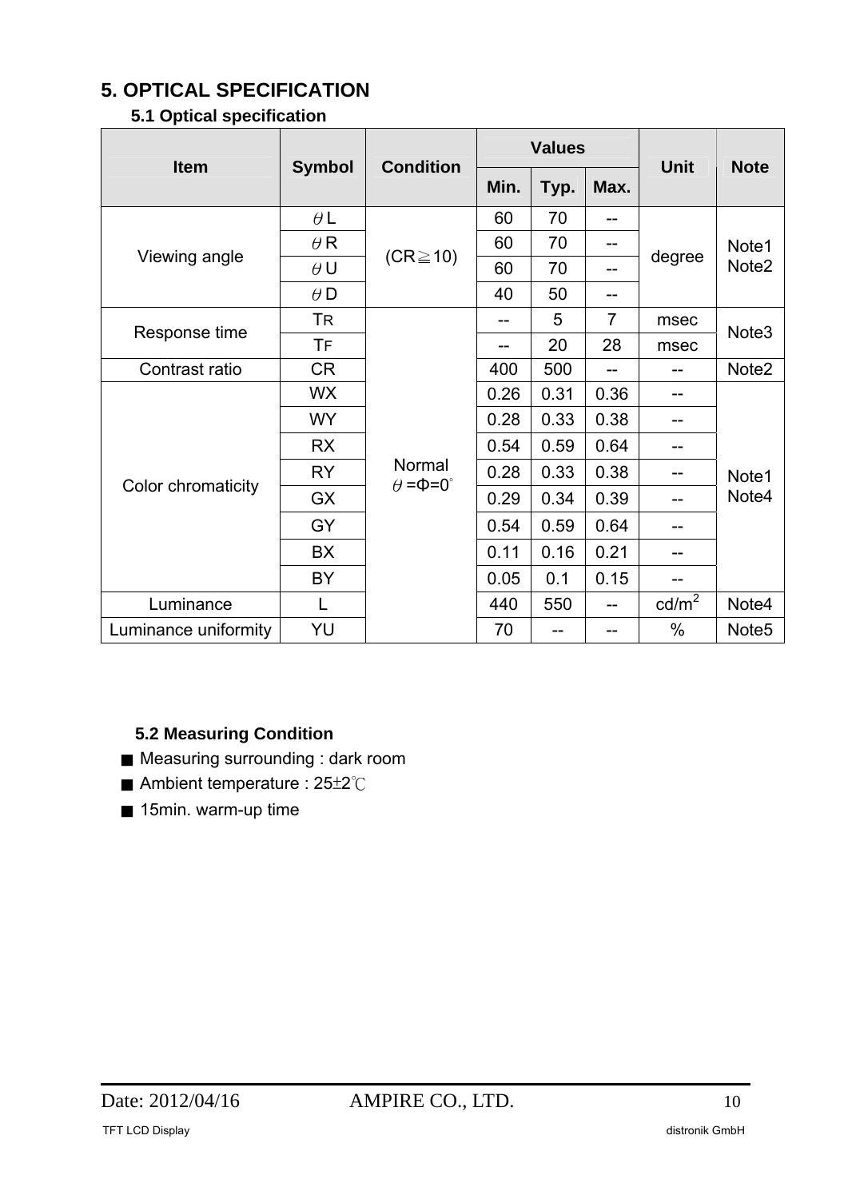# 5. OPTICAL SPECIFICATION

## 5.1 Optical specification

| Item | Symbol | Condition | Values | | | Unit | Note |
|---|---|---|---|---|---|---|---|
| | | | Min. | Typ. | Max. | | |
| Viewing angle | θL | (CR≧10) | 60 | 70 | -- | degree | Note1 Note2 |
| | θR | | 60 | 70 | -- | | |
| | θU | | 60 | 70 | -- | | |
| | θD | | 40 | 50 | -- | | |
| Response time | TR | Normal θ=Φ=0° | -- | 5 | 7 | msec | Note3 |
| | TF | | -- | 20 | 28 | msec | |
| Contrast ratio | CR | | 400 | 500 | -- | -- | Note2 |
| Color chromaticity | WX | | 0.26 | 0.31 | 0.36 | -- | Note1 Note4 |
| | WY | | 0.28 | 0.33 | 0.38 | -- | |
| | RX | | 0.54 | 0.59 | 0.64 | -- | |
| | RY | | 0.28 | 0.33 | 0.38 | -- | |
| | GX | | 0.29 | 0.34 | 0.39 | -- | |
| | GY | | 0.54 | 0.59 | 0.64 | -- | |
| | BX | | 0.11 | 0.16 | 0.21 | -- | |
| | BY | | 0.05 | 0.1 | 0.15 | -- | |
| Luminance | L | | 440 | 550 | -- | $cd/m^2$ | Note4 |
| Luminance uniformity | YU | | 70 | -- | -- | % | Note5 |

## 5.2 Measuring Condition

■ Measuring surrounding : dark room

■ Ambient temperature : 25±2℃

■ 15min. warm-up time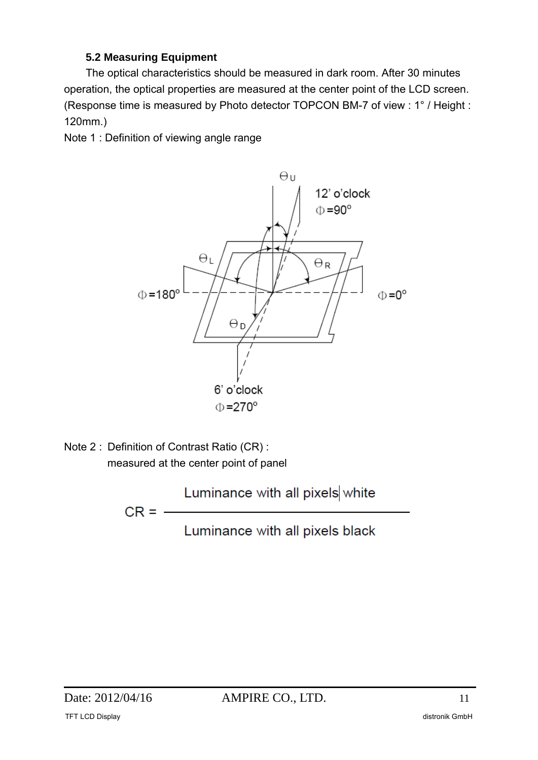### 5.2 Measuring Equipment

The optical characteristics should be measured in dark room. After 30 minutes operation, the optical properties are measured at the center point of the LCD screen. (Response time is measured by Photo detector TOPCON BM-7 of view : 1° / Height : 120mm.)

Note 1 : Definition of viewing angle range

Note 2 : Definition of Contrast Ratio (CR) :
measured at the center point of panel

$$CR = \frac{\text{Luminance with all pixels white}}{\text{Luminance with all pixels black}}$$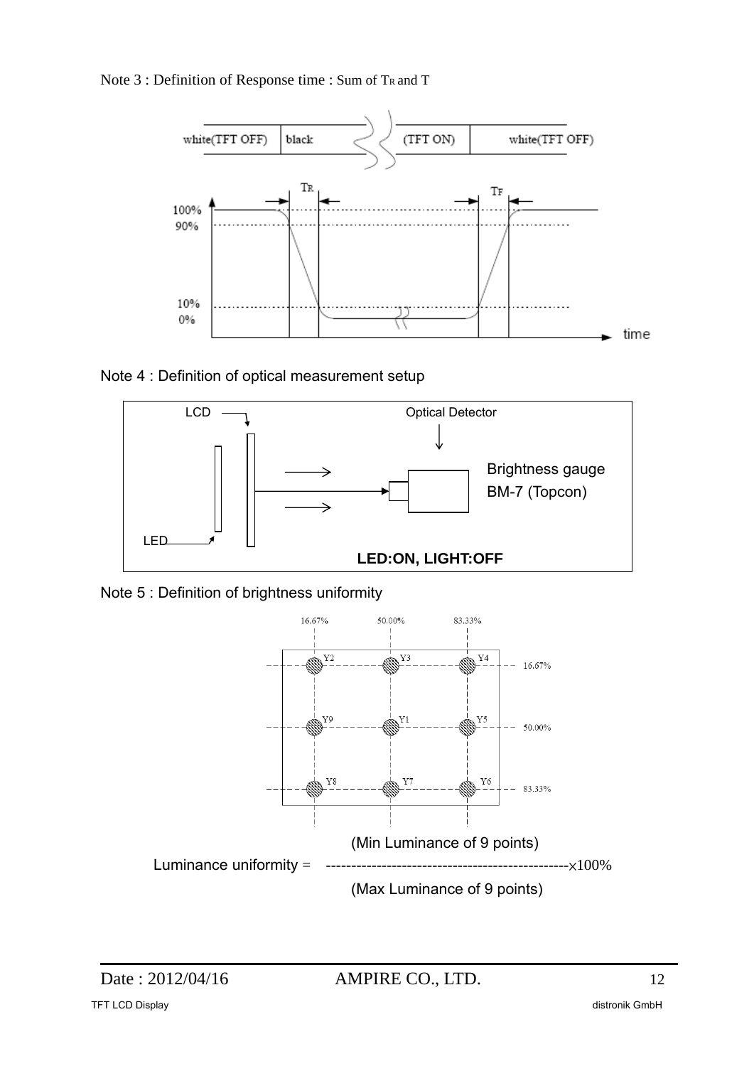Note 3 : Definition of Response time : Sum of $T_R$ and T

Note 4 : Definition of optical measurement setup

Note 5 : Definition of brightness uniformity

$$\text{Luminance uniformity} = \frac{\text{(Min Luminance of 9 points)}}{\text{(Max Luminance of 9 points)}} \times 100\%$$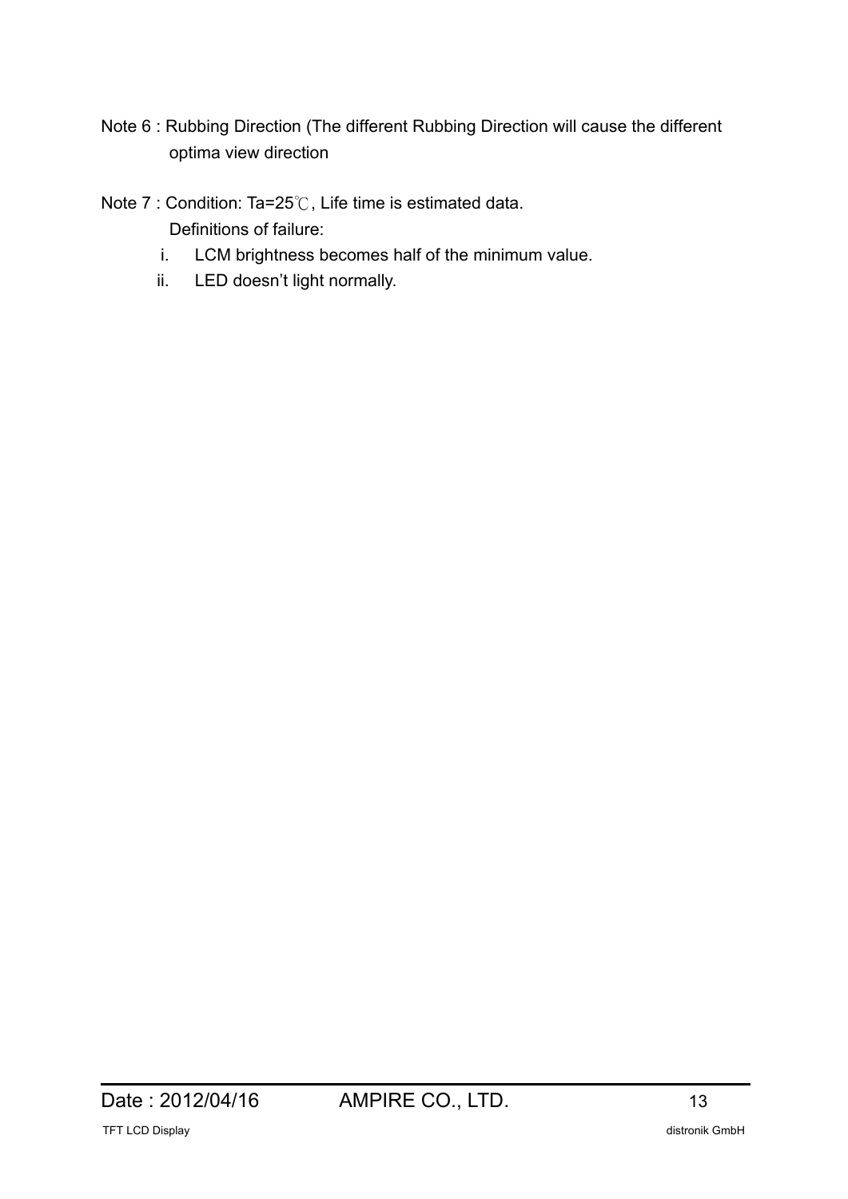Note 6 : Rubbing Direction (The different Rubbing Direction will cause the different optima view direction

Note 7 : Condition: Ta=25℃, Life time is estimated data.

Definitions of failure:

i. LCM brightness becomes half of the minimum value.

ii. LED doesn’t light normally.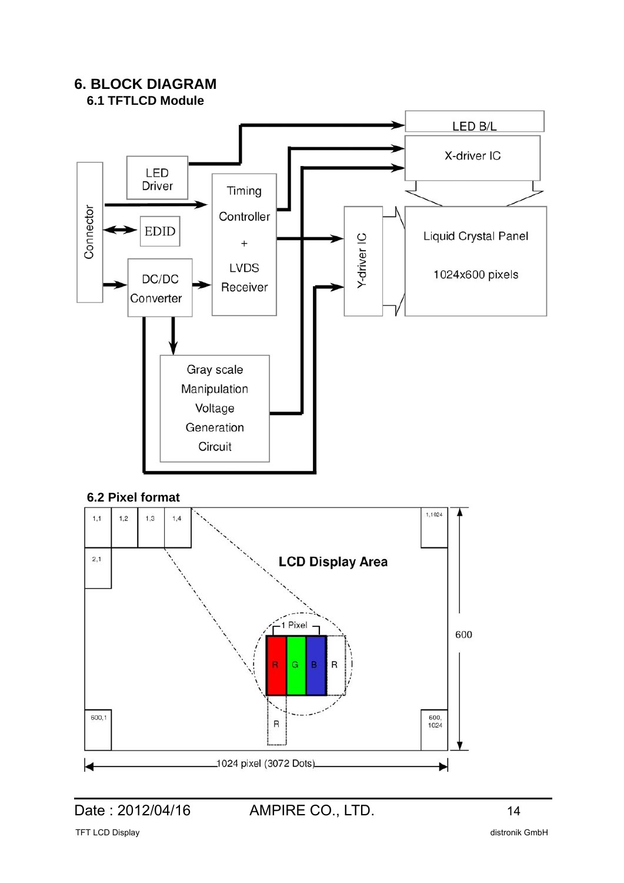# 6. BLOCK DIAGRAM

## 6.1 TFTLCD Module

## 6.2 Pixel format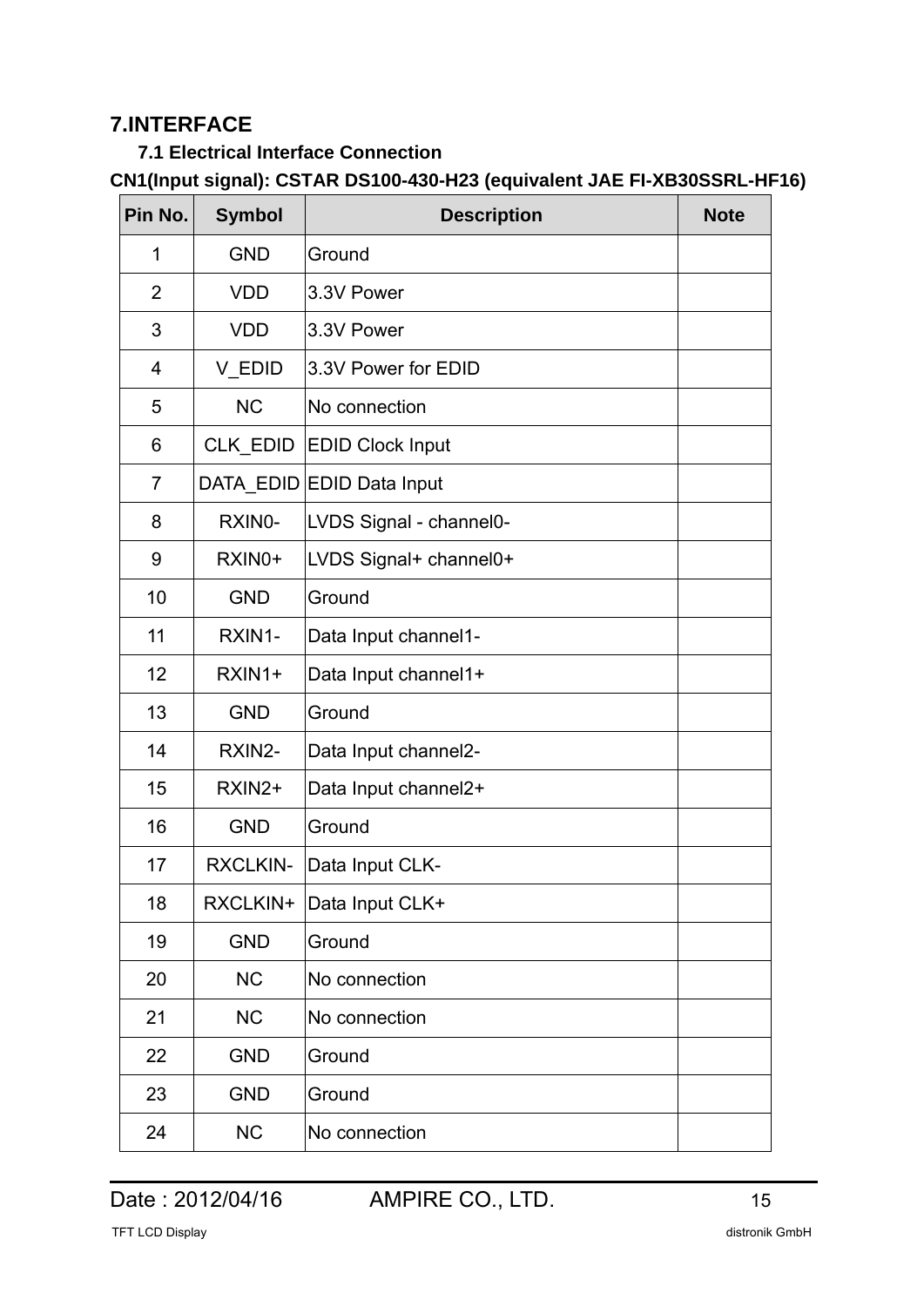# 7.INTERFACE

## 7.1 Electrical Interface Connection

**CN1(Input signal): CSTAR DS100-430-H23 (equivalent JAE FI-XB30SSRL-HF16)**

| Pin No. | Symbol | Description | Note |
|---|---|---|---|
| 1 | GND | Ground | |
| 2 | VDD | 3.3V Power | |
| 3 | VDD | 3.3V Power | |
| 4 | V_EDID | 3.3V Power for EDID | |
| 5 | NC | No connection | |
| 6 | CLK_EDID | EDID Clock Input | |
| 7 | DATA_EDID | EDID Data Input | |
| 8 | RXIN0- | LVDS Signal - channel0- | |
| 9 | RXIN0+ | LVDS Signal+ channel0+ | |
| 10 | GND | Ground | |
| 11 | RXIN1- | Data Input channel1- | |
| 12 | RXIN1+ | Data Input channel1+ | |
| 13 | GND | Ground | |
| 14 | RXIN2- | Data Input channel2- | |
| 15 | RXIN2+ | Data Input channel2+ | |
| 16 | GND | Ground | |
| 17 | RXCLKIN- | Data Input CLK- | |
| 18 | RXCLKIN+ | Data Input CLK+ | |
| 19 | GND | Ground | |
| 20 | NC | No connection | |
| 21 | NC | No connection | |
| 22 | GND | Ground | |
| 23 | GND | Ground | |
| 24 | NC | No connection | |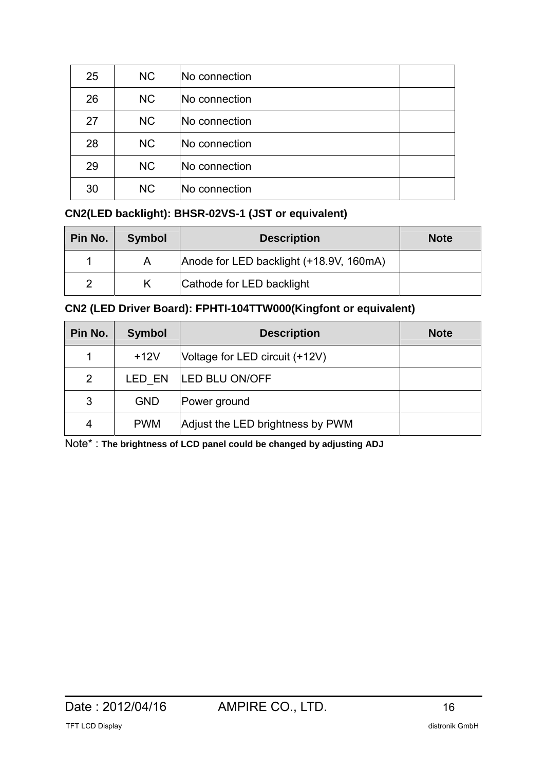| 25 | NC | No connection | |
|---|---|---|---|
| 26 | NC | No connection | |
| 27 | NC | No connection | |
| 28 | NC | No connection | |
| 29 | NC | No connection | |
| 30 | NC | No connection | |

**CN2(LED backlight): BHSR-02VS-1 (JST or equivalent)**

| Pin No. | Symbol | Description | Note |
|---|---|---|---|
| 1 | A | Anode for LED backlight (+18.9V, 160mA) | |
| 2 | K | Cathode for LED backlight | |

**CN2 (LED Driver Board): FPHTI-104TTW000(Kingfont or equivalent)**

| Pin No. | Symbol | Description | Note |
|---|---|---|---|
| 1 | +12V | Voltage for LED circuit (+12V) | |
| 2 | LED_EN | LED BLU ON/OFF | |
| 3 | GND | Power ground | |
| 4 | PWM | Adjust the LED brightness by PWM | |

Note* : **The brightness of LCD panel could be changed by adjusting ADJ**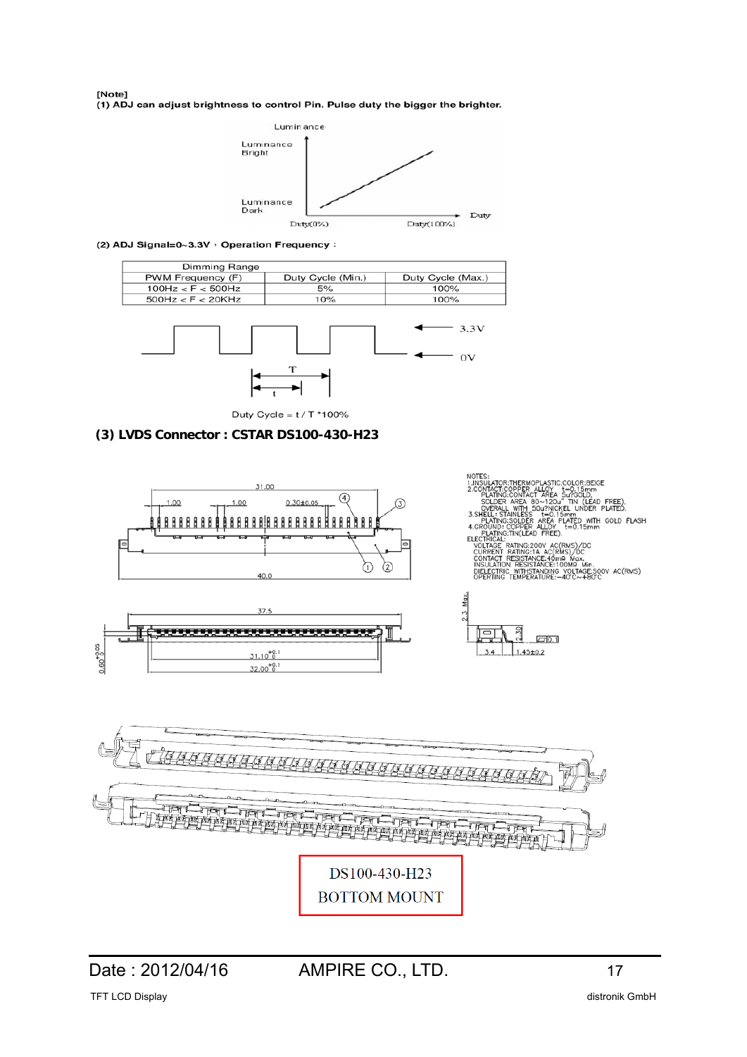[Note]

(1) ADJ can adjust brightness to control Pin. Pulse duty the bigger the brighter.

(2) ADJ Signal=0~3.3V , Operation Frequency :

| Dimming Range | | |
|---|---|---|
| PWM Frequency (F) | Duty Cycle (Min.) | Duty Cycle (Max.) |
| 100Hz < F < 500Hz | 5% | 100% |
| 500Hz < F < 20KHz | 10% | 100% |

Duty Cycle = t / T *100%

### (3) LVDS Connector : CSTAR DS100-430-H23

NOTES:
1.INSULATOR:THERMOPLASTIC;COLOR:BEIGE
2.CONTACT:COPPER ALLOY t=0.15mm
PLATING:CONTACT AREA 5u?GOLD.
SOLDER AREA 80~120u" TIN (LEAD FREE).
OVERALL WITH 50u?NICKEL UNDER PLATED.
3.SHELL: STAINLESS t=0.15mm
PLATING:SOLDER AREA PLATED WITH GOLD FLASH
4.GROUND: COPPER ALLOY t=0.15mm
PLATING:TIN(LEAD FREE).
ELECTRICAL:
VOLTAGE RATING:200V AC(RMS)/DC
CURRENT RATING:1A AC(RMS)/DC
CONTACT RESISTANCE:40mΩ Max.
INSULATION RESISTANCE:100MΩ Min.
DIELECTRIC WITHSTANDING VOLTAGE:500V AC(RMS)
OPERTING TEMPERATURE:−40°C~+80°C

DS100-430-H23
BOTTOM MOUNT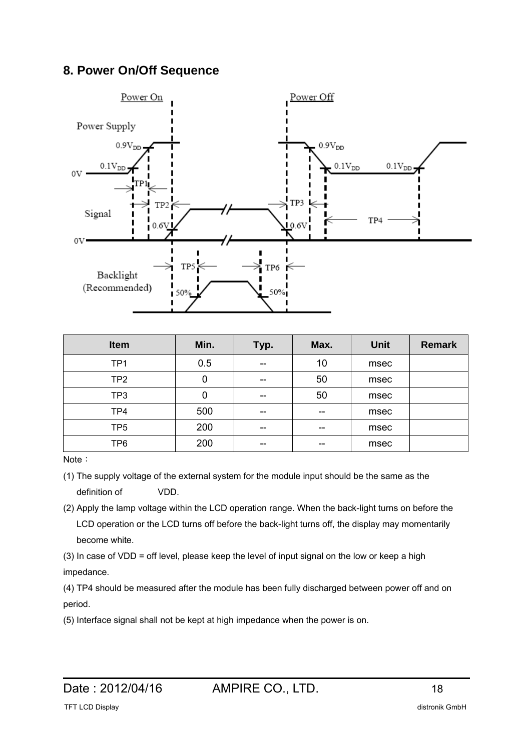## 8. Power On/Off Sequence

| Item | Min. | Typ. | Max. | Unit | Remark |
|---|---|---|---|---|---|
| TP1 | 0.5 | -- | 10 | msec | |
| TP2 | 0 | -- | 50 | msec | |
| TP3 | 0 | -- | 50 | msec | |
| TP4 | 500 | -- | -- | msec | |
| TP5 | 200 | -- | -- | msec | |
| TP6 | 200 | -- | -- | msec | |

Note：

(1) The supply voltage of the external system for the module input should be the same as the definition of VDD.

(2) Apply the lamp voltage within the LCD operation range. When the back-light turns on before the LCD operation or the LCD turns off before the back-light turns off, the display may momentarily become white.

(3) In case of VDD = off level, please keep the level of input signal on the low or keep a high impedance.

(4) TP4 should be measured after the module has been fully discharged between power off and on period.

(5) Interface signal shall not be kept at high impedance when the power is on.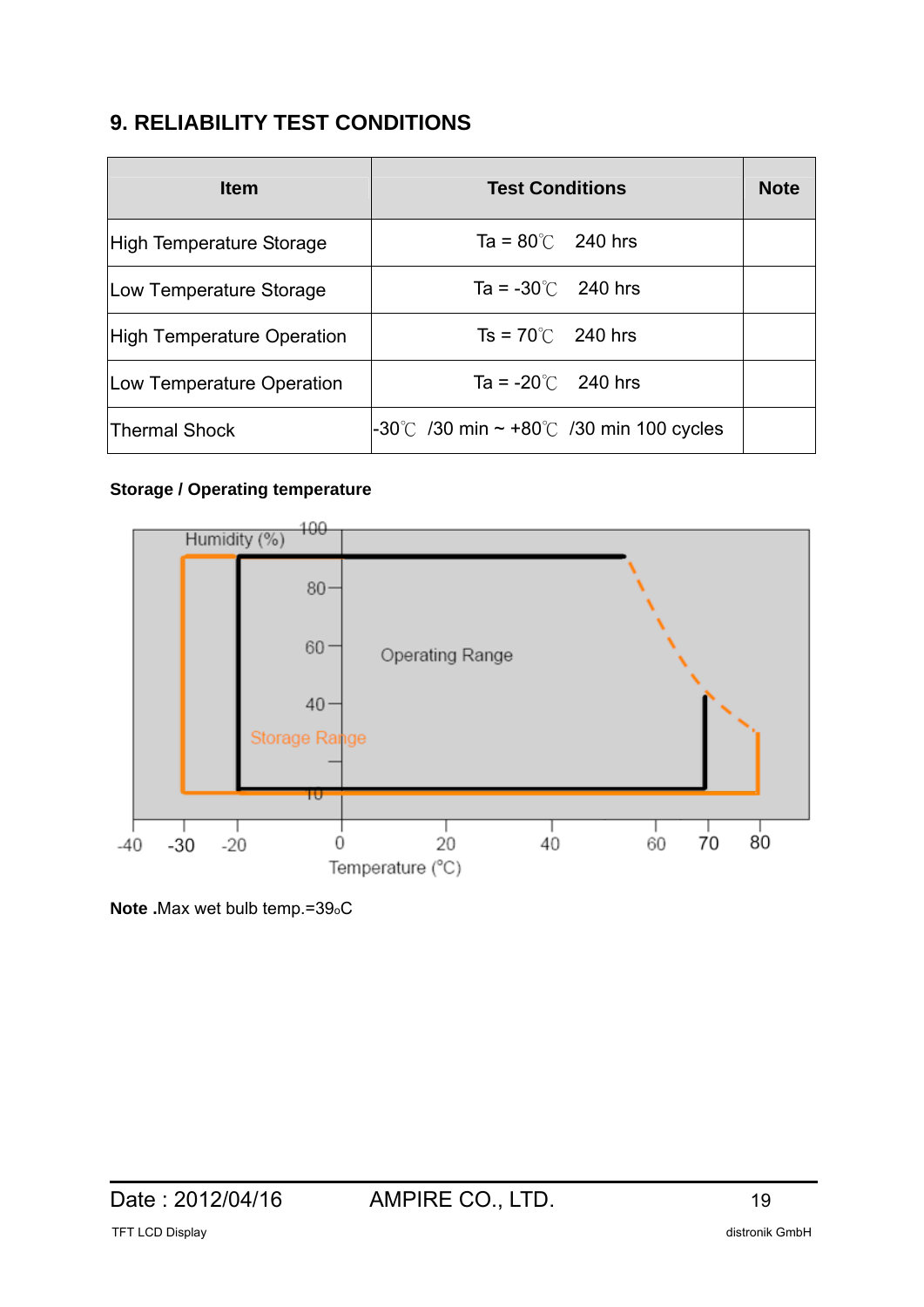## 9. RELIABILITY TEST CONDITIONS

| Item | Test Conditions | Note |
|---|---|---|
| High Temperature Storage | Ta = 80℃ 240 hrs | |
| Low Temperature Storage | Ta = -30℃ 240 hrs | |
| High Temperature Operation | Ts = 70℃ 240 hrs | |
| Low Temperature Operation | Ta = -20℃ 240 hrs | |
| Thermal Shock | -30℃ /30 min ~ +80℃ /30 min 100 cycles | |

**Storage / Operating temperature**

**Note .**Max wet bulb temp.=39°C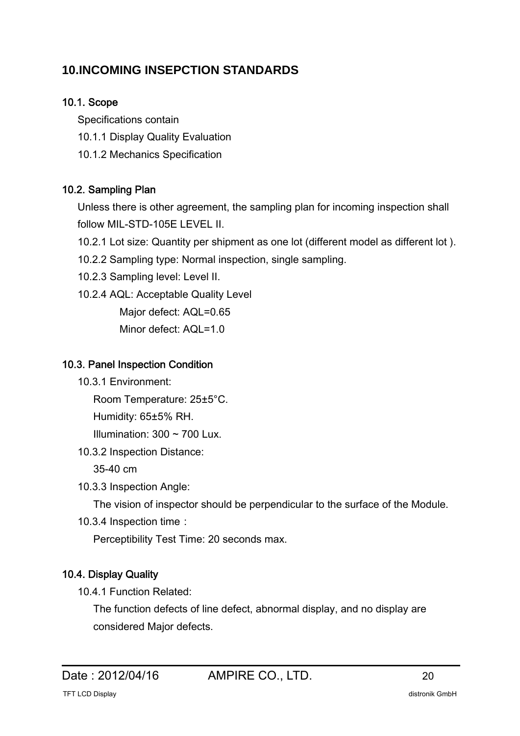## 10.INCOMING INSEPCTION STANDARDS

### 10.1. Scope

Specifications contain

10.1.1 Display Quality Evaluation

10.1.2 Mechanics Specification

### 10.2. Sampling Plan

Unless there is other agreement, the sampling plan for incoming inspection shall follow MIL-STD-105E LEVEL II.

10.2.1 Lot size: Quantity per shipment as one lot (different model as different lot ).

10.2.2 Sampling type: Normal inspection, single sampling.

10.2.3 Sampling level: Level II.

10.2.4 AQL: Acceptable Quality Level

Major defect: AQL=0.65

Minor defect: AQL=1.0

### 10.3. Panel Inspection Condition

10.3.1 Environment:

Room Temperature: 25±5°C.

Humidity: 65±5% RH.

Illumination: 300 ~ 700 Lux.

10.3.2 Inspection Distance:

35-40 cm

10.3.3 Inspection Angle:

The vision of inspector should be perpendicular to the surface of the Module.

10.3.4 Inspection time：

Perceptibility Test Time: 20 seconds max.

### 10.4. Display Quality

10.4.1 Function Related:

The function defects of line defect, abnormal display, and no display are considered Major defects.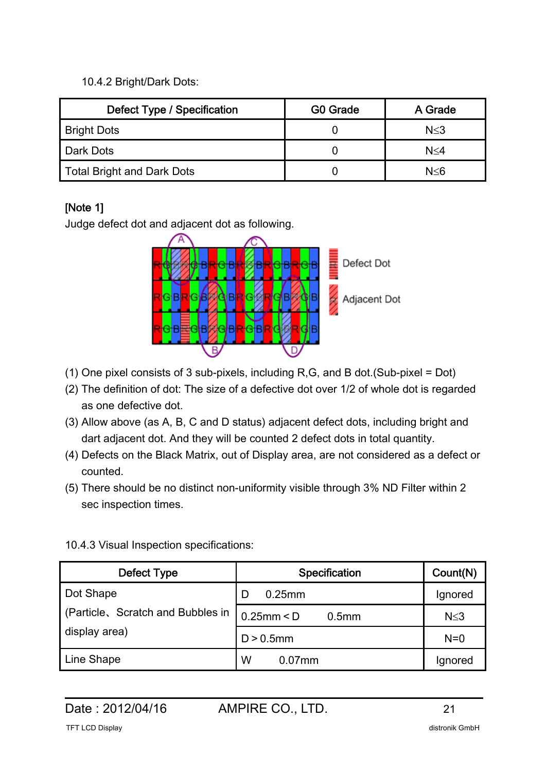10.4.2 Bright/Dark Dots:

| Defect Type / Specification | G0 Grade | A Grade |
|---|---|---|
| Bright Dots | 0 | N≦3 |
| Dark Dots | 0 | N≦4 |
| Total Bright and Dark Dots | 0 | N≦6 |

**[Note 1]**

Judge defect dot and adjacent dot as following.

(1) One pixel consists of 3 sub-pixels, including R,G, and B dot.(Sub-pixel = Dot)

(2) The definition of dot: The size of a defective dot over 1/2 of whole dot is regarded as one defective dot.

(3) Allow above (as A, B, C and D status) adjacent defect dots, including bright and dart adjacent dot. And they will be counted 2 defect dots in total quantity.

(4) Defects on the Black Matrix, out of Display area, are not considered as a defect or counted.

(5) There should be no distinct non-uniformity visible through 3% ND Filter within 2 sec inspection times.

10.4.3 Visual Inspection specifications:

| Defect Type | Specification | Count(N) |
|---|---|---|
| Dot Shape (Particle、Scratch and Bubbles in display area) | D 0.25mm | Ignored |
| | 0.25mm < D 0.5mm | N≦3 |
| | D > 0.5mm | N=0 |
| Line Shape | W 0.07mm | Ignored |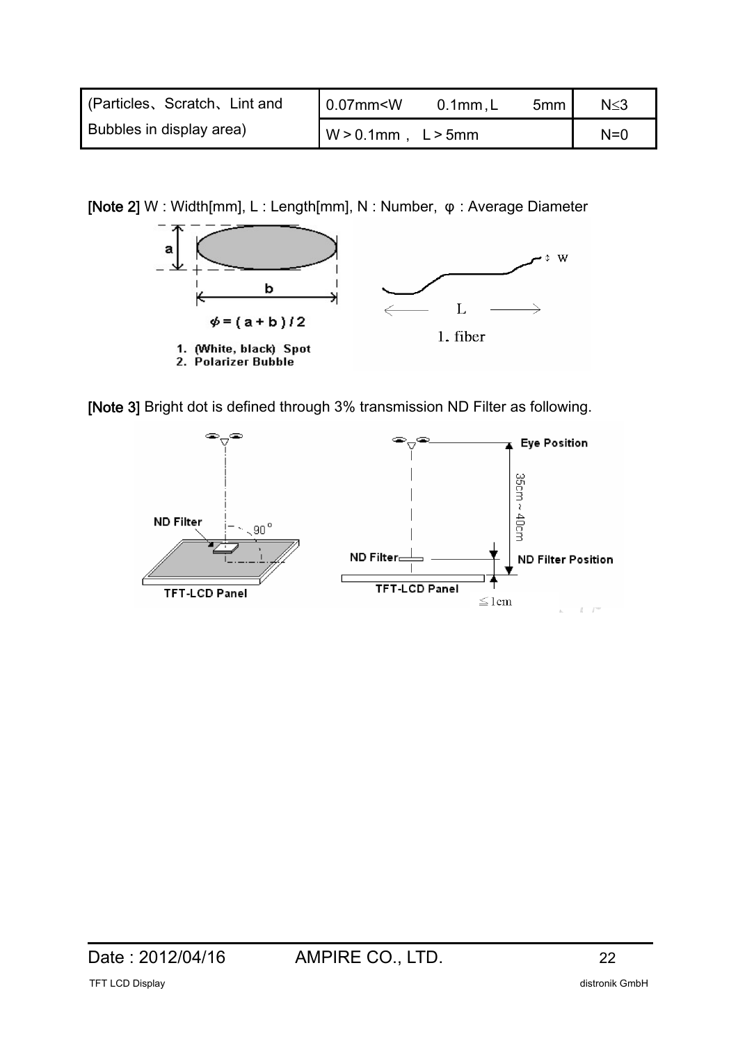| (Particles、Scratch、Lint and Bubbles in display area) | 0.07mm<W 0.1mm , L 5mm | N≤3 |
|---|---|---|
| | W > 0.1mm , L > 5mm | N=0 |

**[Note 2]** W : Width[mm], L : Length[mm], N : Number, φ : Average Diameter

$\phi = (a + b) / 2$

1. (White, black) Spot
2. Polarizer Bubble

1. fiber

**[Note 3]** Bright dot is defined through 3% transmission ND Filter as following.

ND Filter, 90°, TFT-LCD Panel

Eye Position, 35cm ~ 40cm, ND Filter, ND Filter Position, TFT-LCD Panel, ≦1cm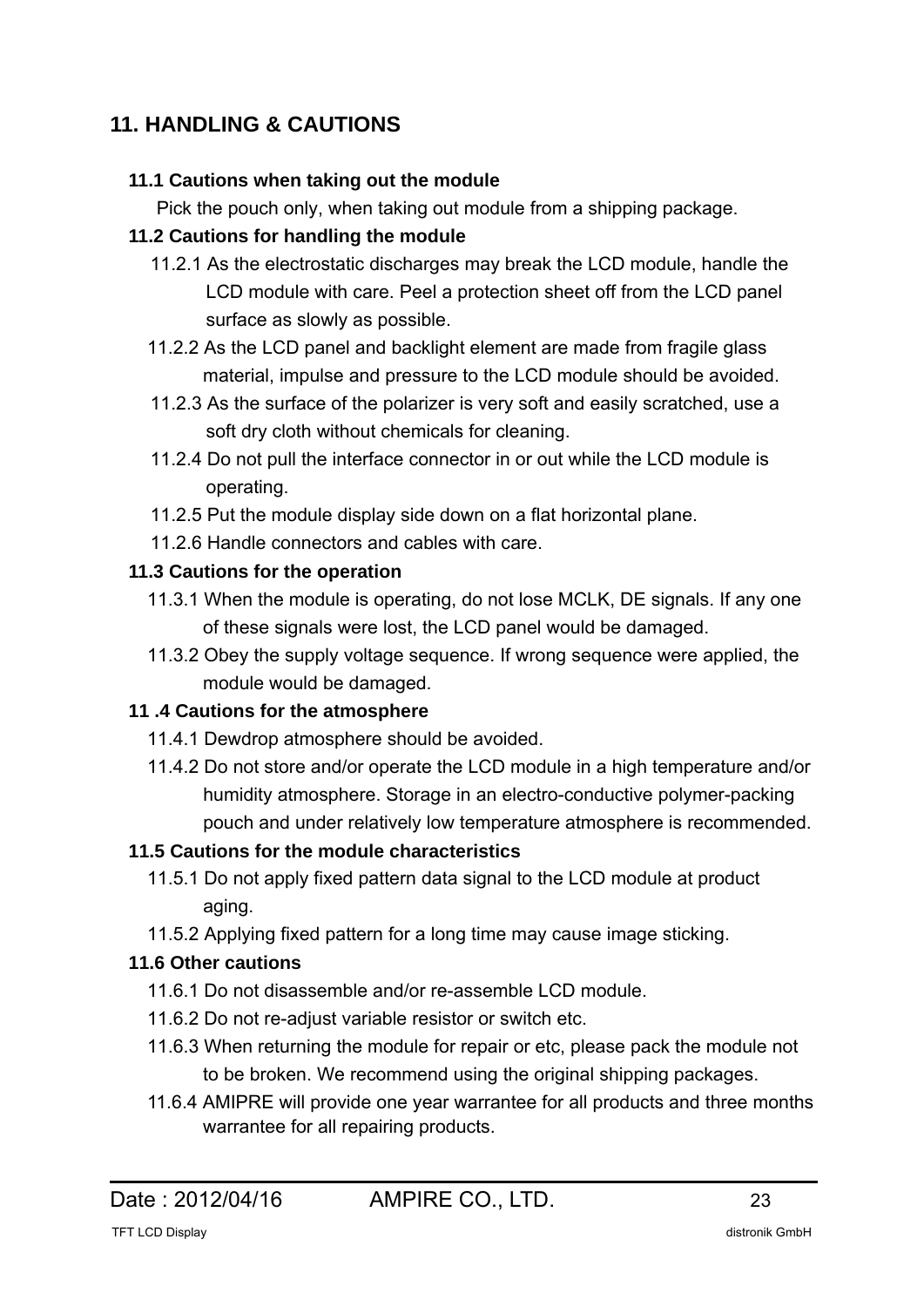## 11. HANDLING & CAUTIONS

### 11.1 Cautions when taking out the module

Pick the pouch only, when taking out module from a shipping package.

### 11.2 Cautions for handling the module

11.2.1 As the electrostatic discharges may break the LCD module, handle the LCD module with care. Peel a protection sheet off from the LCD panel surface as slowly as possible.

11.2.2 As the LCD panel and backlight element are made from fragile glass material, impulse and pressure to the LCD module should be avoided.

11.2.3 As the surface of the polarizer is very soft and easily scratched, use a soft dry cloth without chemicals for cleaning.

11.2.4 Do not pull the interface connector in or out while the LCD module is operating.

11.2.5 Put the module display side down on a flat horizontal plane.

11.2.6 Handle connectors and cables with care.

### 11.3 Cautions for the operation

11.3.1 When the module is operating, do not lose MCLK, DE signals. If any one of these signals were lost, the LCD panel would be damaged.

11.3.2 Obey the supply voltage sequence. If wrong sequence were applied, the module would be damaged.

### 11 .4 Cautions for the atmosphere

11.4.1 Dewdrop atmosphere should be avoided.

11.4.2 Do not store and/or operate the LCD module in a high temperature and/or humidity atmosphere. Storage in an electro-conductive polymer-packing pouch and under relatively low temperature atmosphere is recommended.

### 11.5 Cautions for the module characteristics

11.5.1 Do not apply fixed pattern data signal to the LCD module at product aging.

11.5.2 Applying fixed pattern for a long time may cause image sticking.

### 11.6 Other cautions

11.6.1 Do not disassemble and/or re-assemble LCD module.

11.6.2 Do not re-adjust variable resistor or switch etc.

11.6.3 When returning the module for repair or etc, please pack the module not to be broken. We recommend using the original shipping packages.

11.6.4 AMIPRE will provide one year warrantee for all products and three months warrantee for all repairing products.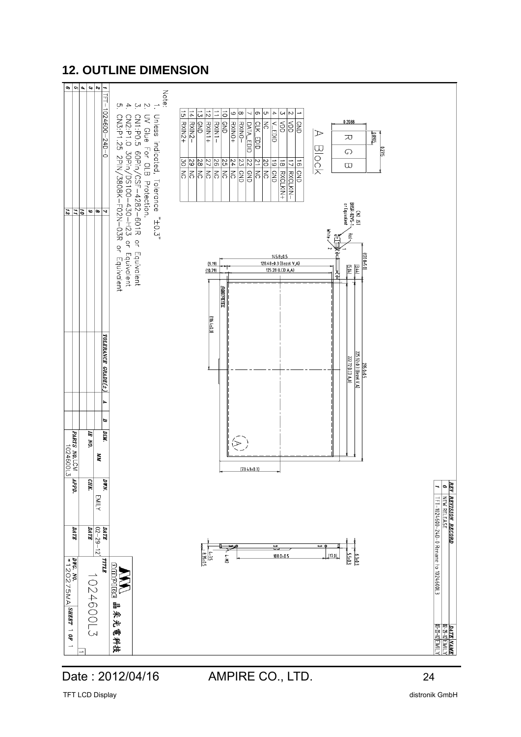## 12. OUTLINE DIMENSION

Note:

1. Unless indicated, Tolerance "±0.3"
2. UV Glue For OLB Protection.
3. CN1:P0.5 60Pin/CSF-4282-601R or Equivalent
4. CN2:P1.0 30Pin/DS100-430-H23 or Equivalent
5. CN3:P1.25 2PIN/3808K-F02N-03R or Equivalent

A Block

| | | | |
|---|---|---|---|
| 1 | GND | 16 | GND |
| 2 | VDD | 17 | RXCLKIN- |
| 3 | VDD | 18 | RXCLKIN+ |
| 4 | V_EDID | 19 | GND |
| 5 | NC | 20 | NC |
| 6 | CLK_EDID | 21 | NC |
| 7 | DATA_EDID | 22 | GND |
| 8 | RXIN0- | 23 | GND |
| 9 | RXIN0+ | 24 | NC |
| 10 | GND | 25 | NC |
| 11 | RXIN1- | 26 | NC |
| 12 | RXIN1+ | 27 | NC |
| 13 | GND | 28 | NC |
| 14 | RXIN2- | 29 | NC |
| 15 | RXIN2+ | 30 | NC |

CN3 JST BHSR-02VS-1 or Equivalent; White 2; Red 1

145.8±0.5; 128.48±0.3 (Bezel V.A); 125.28 (LCD A.A); (9.19); (10.79); (116.4±0.3); (73.43±0.3); (20.04±0.5); (3.44); (5.04); 235.0±0.5; 225.92±0.3 (Bezel V.A); 222.72 (LCD A.A); 0.2088; 0.0696; 0.2115; 108.0±0.5; (17.0); 6.3±0.3; 5.5±0.3; 4-3.5; 8.35±0.15; 4-M2

| REV. | REVISION RECORD | DATE | NAME |
|---|---|---|---|
| 0 | NEW RELEASE | 02-29-12 | EMILY |
| 1 | TFT-1024600-240-0 Rename to 1024600L3 | 03-21-12 | EMILY |

| | | | |
|---|---|---|---|
| 1 | TFT-1024600-240-0 | 7 | |
| 2 | | 8 | |
| 3 | | 9 | |
| 4 | | 10 | |
| 5 | | 11 | |
| 6 | | 12 | |

TOLERANCE GRADE(±) A B

DIM. MM; DWN. EMILY; DATE 02-29-12'; IB NO.; CHK.; DATE; PARTS NO. LCM 1024600L3; APPD.; DATE

AMPIRE 晶采光電科技

TITLE 1024600L3

DWG. NO. *120275MA; SHEET 1 OF 1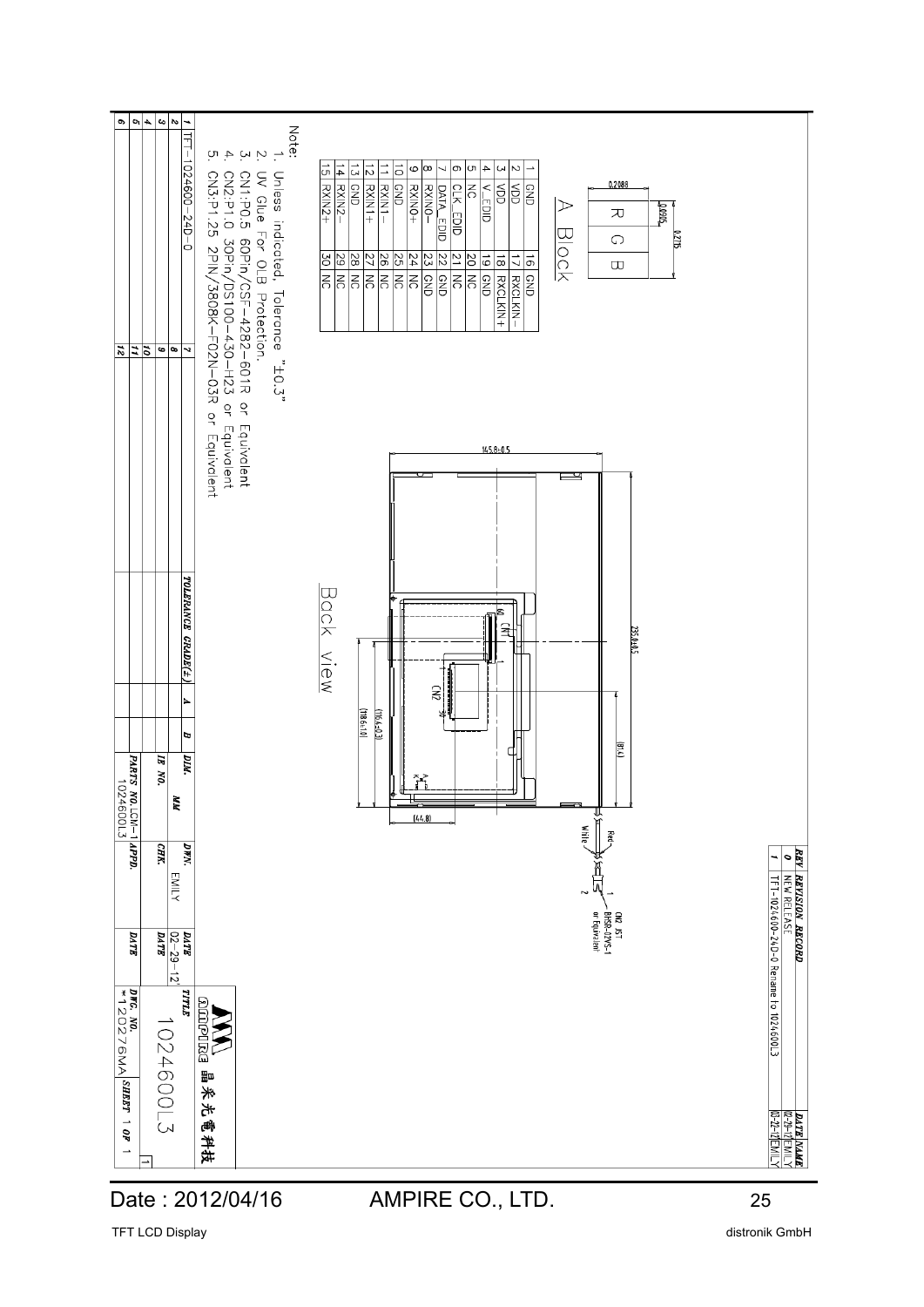## REVISION RECORD

| REV | REVISION RECORD | DATE | NAME |
|---|---|---|---|
| 0 | NEW RELEASE | 02-29-12 | EMILY |
| 1 | TFT-1024600-24D-0 Rename to 1024600L3 | 02-29-12 | EMILY |

## A Block

0.2088

0.0695

0.2175

R G B

| Pin | Signal | Pin | Signal |
|---|---|---|---|
| 1 | GND | 16 | GND |
| 2 | VDD | 17 | RXCLKIN- |
| 3 | VDD | 18 | RXCLKIN+ |
| 4 | V_EDID | 19 | GND |
| 5 | NC | 20 | NC |
| 6 | CLK_EDID | 21 | NC |
| 7 | DATA_EDID | 22 | GND |
| 8 | RXIN0- | 23 | GND |
| 9 | RXIN0+ | 24 | NC |
| 10 | GND | 25 | NC |
| 11 | RXIN1- | 26 | NC |
| 12 | RXIN1+ | 27 | NC |
| 13 | GND | 28 | NC |
| 14 | RXIN2- | 29 | NC |
| 15 | RXIN2+ | 30 | NC |

## Back View

145.8±0.5

235.0±0.5

(116.4±0.3)

(118.6±1.0)

(81.4)

(44.8)

CN1 60 1

CN2 1 30

White

Red

CN3 JST BHSR-02VS-1 or Equivalent

1 2

Note:

1. Unless indicated, Tolerance "±0.3"
2. UV Glue For OLB Protection.
3. CN1:P0.5 60Pin/CSF-4282-601R or Equivalent
4. CN2:P1.0 30Pin/DS100-430-H23 or Equivalent
5. CN3:P1.25 2PIN/3808K-F02N-03R or Equivalent

| | | | |
|---|---|---|---|
| 1 | TFT-1024600-24D-0 | 7 | |
| 2 | | 8 | |
| 3 | | 9 | |
| 4 | | 10 | |
| 5 | | 11 | |
| 6 | | 12 | |

| TOLERANCE GRADE(±) | A | B | DIM. | MM | DWN. | EMILY | DATE | 02-29-12 |
|---|---|---|---|---|---|---|---|---|
| | | | IE NO. | | CHK. | | DATE | |
| | | | PARTS NO. LCM-1024600L3 | | APPD. | | DATE | |

AMPIRE 晶采光電科技

TITLE: 1024600L3

DWG. NO. *120276MA | SHEET 1 OF 1 | 1

Date : 2012/04/16 AMPIRE CO., LTD.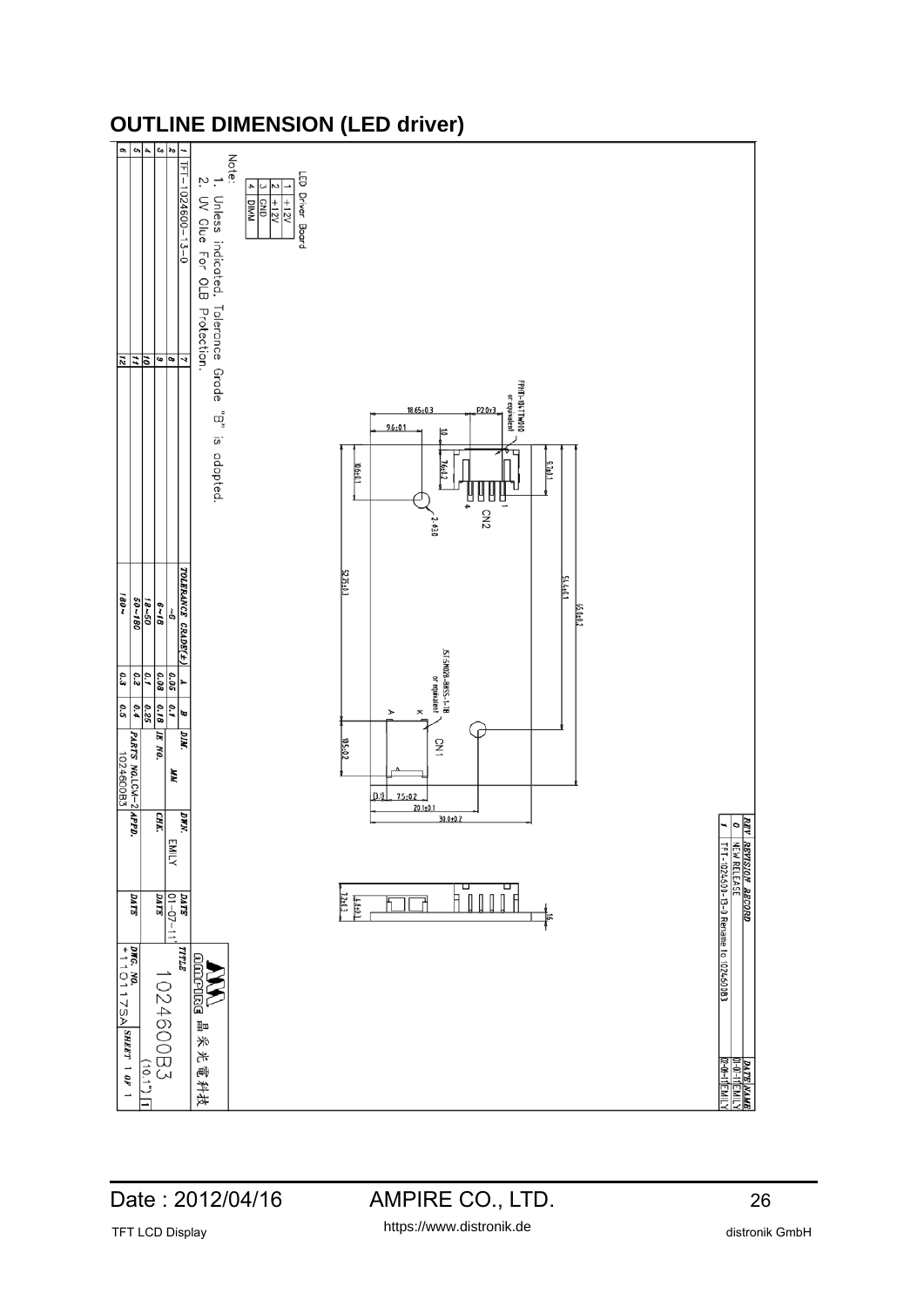## OUTLINE DIMENSION (LED driver)

LED Driver Board

| | |
|---|---|
| 1 | +12V |
| 2 | +12V |
| 3 | GND |
| 4 | DIMM |

Note:

1. Unless indicated, Tolerance Grade "B" is adopted.
2. UV Glue For OLB Protection.

FPHT-04LTW010 or equivalent

18.65±0.3

P2.0x3

9.6±0.1

1.0

7.6±0.2

9.6±0.1

9.7±0.1

CN2

2-Φ3.0

52.75±0.3

54.4±0.1

65.8±0.2

JST-SM02B-BHSS-1-TB or equivalent

A

K

CN1

13.5±0.2

(3.1)

7.5±0.2

20.1±0.1

30.0±0.2

7.2±0.3

4.8±0.1

1.6

| REV | REVISION RECORD | DATE | NAME |
|---|---|---|---|
| 0 | NEW RELEASE | 01-07-11 | EMILY |
| 1 | TFT-1024600-13-0 Rename to 1024600B3 | 12-04-11 | EMILY |

| | | | |
|---|---|---|---|
| 1 | TFT-1024600-13-0 | 7 | |
| 2 | | 8 | |
| 3 | | 9 | |
| 4 | | 10 | |
| 5 | | 11 | |
| 6 | | 12 | |

| TOLERANCE GRADE(±) | A | B |
|---|---|---|
| ~6 | 0.05 | 0.1 |
| 6~18 | 0.08 | 0.18 |
| 18~50 | 0.1 | 0.25 |
| 50~180 | 0.2 | 0.4 |
| 180~ | 0.3 | 0.5 |

| | | | | |
|---|---|---|---|---|
| DIM. | MM | DWN. | EMILY | DATE 01-07-11 |
| IE NO. | | CHK. | | DATE |
| PARTS NO. LCM-2 1024600B3 | | APPD. | | DATE |

AMPIRE 晶采光電科技

TITLE 1024600B3 (10.1") 1

DWG. NO. *11010175A SHEET 1 OF 1